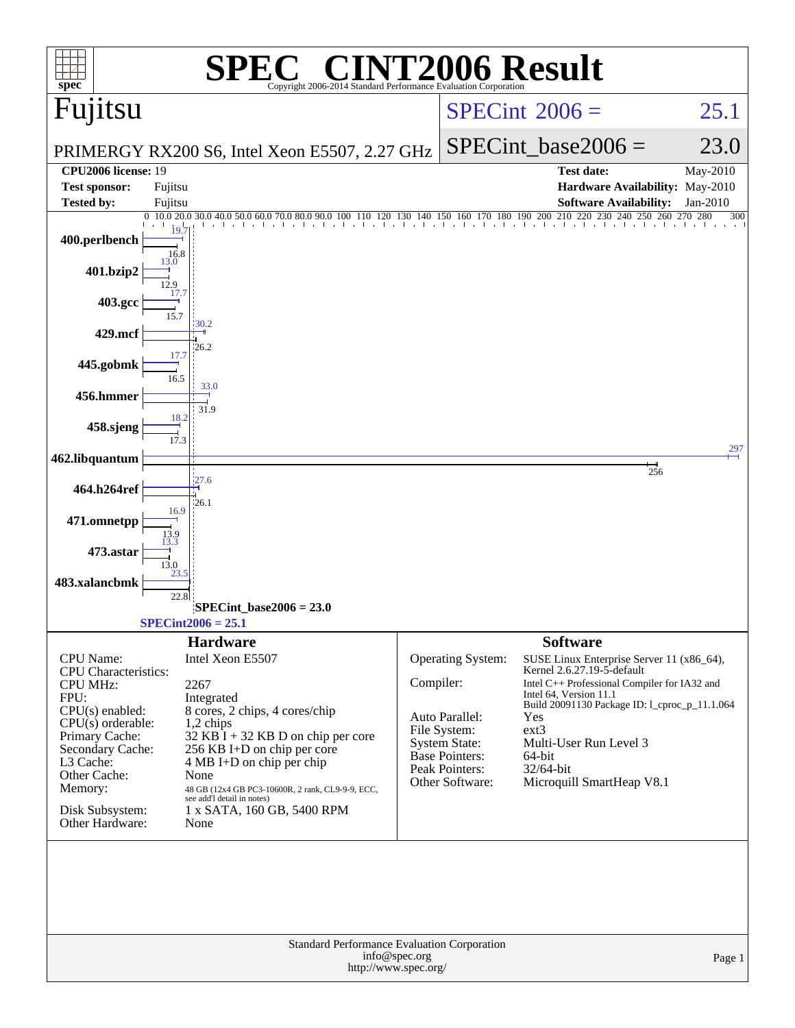# SPEC® CINT2006 Result

Copyright 2006-2014 Standard Performance Evaluation Corporation

## Fujitsu

PRIMERGY RX200 S6, Intel Xeon E5507, 2.27 GHz

SPECint 2006 = 25.1

SPECint_base2006 = 23.0

| | | | |
|---|---|---|---|
| **CPU2006 license:** 19 | | **Test date:** | May-2010 |
| **Test sponsor:** | Fujitsu | **Hardware Availability:** | May-2010 |
| **Tested by:** | Fujitsu | **Software Availability:** | Jan-2010 |

| Benchmark | Peak | Base |
|---|---|---|
| 400.perlbench | 19.7 | 16.8 |
| 401.bzip2 | 13.0 | 12.9 |
| 403.gcc | 17.7 | 15.7 |
| 429.mcf | 30.2 | 26.2 |
| 445.gobmk | 17.7 | 16.5 |
| 456.hmmer | 33.0 | 31.9 |
| 458.sjeng | 18.2 | 17.3 |
| 462.libquantum | 297 | 256 |
| 464.h264ref | 27.6 | 26.1 |
| 471.omnetpp | 16.9 | 13.9 |
| 473.astar | 13.3 | 13.0 |
| 483.xalancbmk | 23.5 | 22.8 |

SPECint_base2006 = 23.0

SPECint2006 = 25.1

### Hardware

| | |
|---|---|
| CPU Name: | Intel Xeon E5507 |
| CPU Characteristics: | |
| CPU MHz: | 2267 |
| FPU: | Integrated |
| CPU(s) enabled: | 8 cores, 2 chips, 4 cores/chip |
| CPU(s) orderable: | 1,2 chips |
| Primary Cache: | 32 KB I + 32 KB D on chip per core |
| Secondary Cache: | 256 KB I+D on chip per core |
| L3 Cache: | 4 MB I+D on chip per chip |
| Other Cache: | None |
| Memory: | 48 GB (12x4 GB PC3-10600R, 2 rank, CL9-9-9, ECC, see add'l detail in notes) |
| Disk Subsystem: | 1 x SATA, 160 GB, 5400 RPM |
| Other Hardware: | None |

### Software

| | |
|---|---|
| Operating System: | SUSE Linux Enterprise Server 11 (x86_64), Kernel 2.6.27.19-5-default |
| Compiler: | Intel C++ Professional Compiler for IA32 and Intel 64, Version 11.1 Build 20091130 Package ID: l_cproc_p_11.1.064 |
| Auto Parallel: | Yes |
| File System: | ext3 |
| System State: | Multi-User Run Level 3 |
| Base Pointers: | 64-bit |
| Peak Pointers: | 32/64-bit |
| Other Software: | Microquill SmartHeap V8.1 |

Standard Performance Evaluation Corporation
info@spec.org
http://www.spec.org/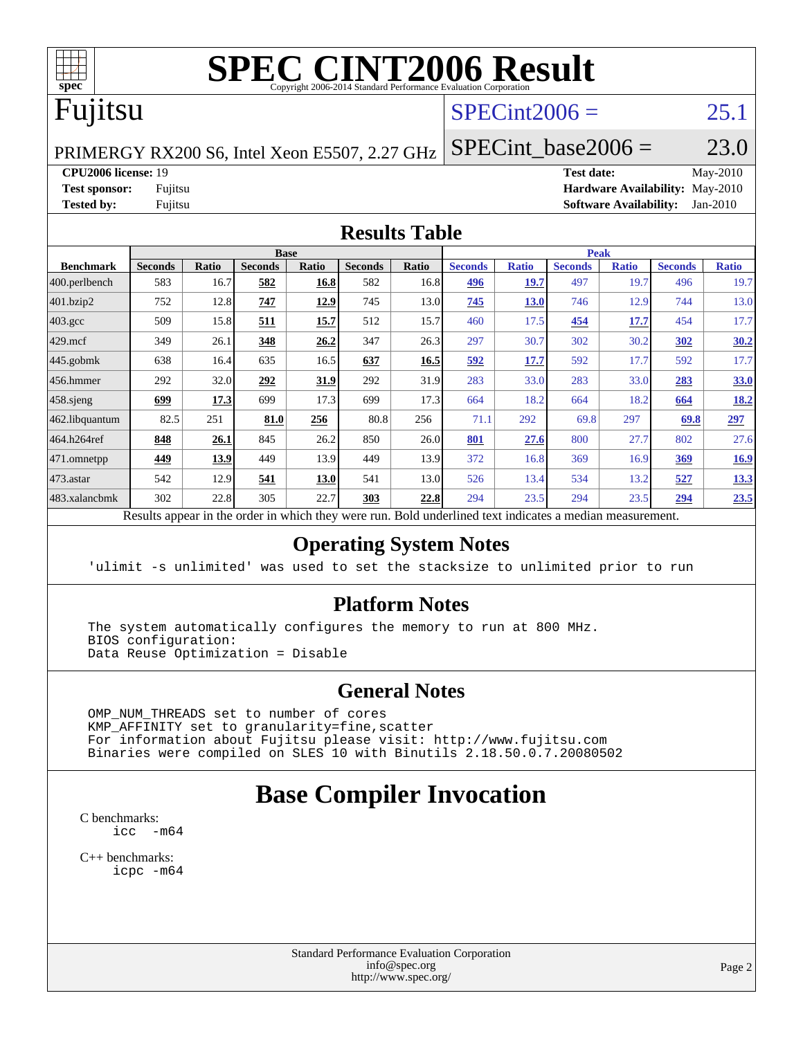# SPEC CINT2006 Result

Copyright 2006-2014 Standard Performance Evaluation Corporation

## Fujitsu

PRIMERGY RX200 S6, Intel Xeon E5507, 2.27 GHz

SPECint2006 = 25.1

SPECint_base2006 = 23.0

| | | | |
|---|---|---|---|
| **CPU2006 license:** 19 | | **Test date:** | May-2010 |
| **Test sponsor:** | Fujitsu | **Hardware Availability:** | May-2010 |
| **Tested by:** | Fujitsu | **Software Availability:** | Jan-2010 |

## Results Table

| Benchmark | Base | | | | | | Peak | | | | | |
|---|---|---|---|---|---|---|---|---|---|---|---|---|
| | Seconds | Ratio | Seconds | Ratio | Seconds | Ratio | Seconds | Ratio | Seconds | Ratio | Seconds | Ratio |
| 400.perlbench | 583 | 16.7 | **582** | **16.8** | 582 | 16.8 | **496** | **19.7** | 497 | 19.7 | 496 | 19.7 |
| 401.bzip2 | 752 | 12.8 | **747** | **12.9** | 745 | 13.0 | **745** | **13.0** | 746 | 12.9 | 744 | 13.0 |
| 403.gcc | 509 | 15.8 | **511** | **15.7** | 512 | 15.7 | 460 | 17.5 | **454** | **17.7** | 454 | 17.7 |
| 429.mcf | 349 | 26.1 | **348** | **26.2** | 347 | 26.3 | 297 | 30.7 | 302 | 30.2 | **302** | **30.2** |
| 445.gobmk | 638 | 16.4 | 635 | 16.5 | **637** | **16.5** | **592** | **17.7** | 592 | 17.7 | 592 | 17.7 |
| 456.hmmer | 292 | 32.0 | **292** | **31.9** | 292 | 31.9 | 283 | 33.0 | 283 | 33.0 | **283** | **33.0** |
| 458.sjeng | **699** | **17.3** | 699 | 17.3 | 699 | 17.3 | 664 | 18.2 | 664 | 18.2 | **664** | **18.2** |
| 462.libquantum | 82.5 | 251 | **81.0** | **256** | 80.8 | 256 | 71.1 | 292 | 69.8 | 297 | **69.8** | **297** |
| 464.h264ref | **848** | **26.1** | 845 | 26.2 | 850 | 26.0 | **801** | **27.6** | 800 | 27.7 | 802 | 27.6 |
| 471.omnetpp | **449** | **13.9** | 449 | 13.9 | 449 | 13.9 | 372 | 16.8 | 369 | 16.9 | **369** | **16.9** |
| 473.astar | 542 | 12.9 | **541** | **13.0** | 541 | 13.0 | 526 | 13.4 | 534 | 13.2 | **527** | **13.3** |
| 483.xalancbmk | 302 | 22.8 | 305 | 22.7 | **303** | **22.8** | 294 | 23.5 | 294 | 23.5 | **294** | **23.5** |

Results appear in the order in which they were run. Bold underlined text indicates a median measurement.

## Operating System Notes

```
'ulimit -s unlimited' was used to set the stacksize to unlimited prior to run
```

## Platform Notes

```
The system automatically configures the memory to run at 800 MHz.
BIOS configuration:
Data Reuse Optimization = Disable
```

## General Notes

```
OMP_NUM_THREADS set to number of cores
KMP_AFFINITY set to granularity=fine,scatter
For information about Fujitsu please visit: http://www.fujitsu.com
Binaries were compiled on SLES 10 with Binutils 2.18.50.0.7.20080502
```

# Base Compiler Invocation

C benchmarks:

```
icc  -m64
```

C++ benchmarks:

```
icpc -m64
```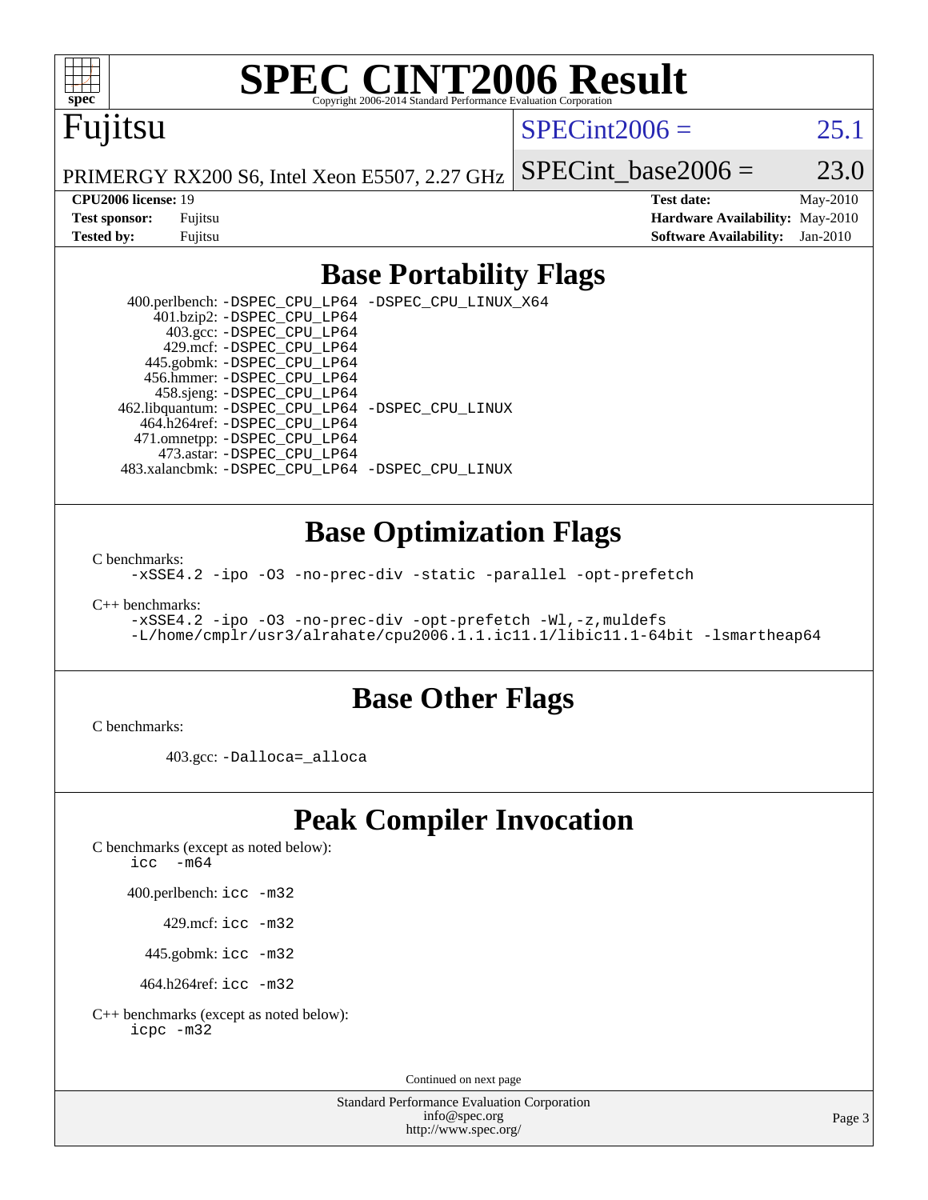# SPEC CINT2006 Result

Copyright 2006-2014 Standard Performance Evaluation Corporation

**Fujitsu**

PRIMERGY RX200 S6, Intel Xeon E5507, 2.27 GHz

SPECint2006 = 25.1

SPECint_base2006 = 23.0

**CPU2006 license:** 19
**Test sponsor:** Fujitsu
**Tested by:** Fujitsu

**Test date:** May-2010
**Hardware Availability:** May-2010
**Software Availability:** Jan-2010

## Base Portability Flags

400.perlbench: `-DSPEC_CPU_LP64 -DSPEC_CPU_LINUX_X64`
401.bzip2: `-DSPEC_CPU_LP64`
403.gcc: `-DSPEC_CPU_LP64`
429.mcf: `-DSPEC_CPU_LP64`
445.gobmk: `-DSPEC_CPU_LP64`
456.hmmer: `-DSPEC_CPU_LP64`
458.sjeng: `-DSPEC_CPU_LP64`
462.libquantum: `-DSPEC_CPU_LP64 -DSPEC_CPU_LINUX`
464.h264ref: `-DSPEC_CPU_LP64`
471.omnetpp: `-DSPEC_CPU_LP64`
473.astar: `-DSPEC_CPU_LP64`
483.xalancbmk: `-DSPEC_CPU_LP64 -DSPEC_CPU_LINUX`

## Base Optimization Flags

C benchmarks:

```
-xSSE4.2 -ipo -O3 -no-prec-div -static -parallel -opt-prefetch
```

C++ benchmarks:

```
-xSSE4.2 -ipo -O3 -no-prec-div -opt-prefetch -Wl,-z,muldefs
-L/home/cmplr/usr3/alrahate/cpu2006.1.1.ic11.1/libic11.1-64bit -lsmartheap64
```

## Base Other Flags

C benchmarks:

403.gcc: `-Dalloca=_alloca`

## Peak Compiler Invocation

C benchmarks (except as noted below):
`icc -m64`

400.perlbench: `icc -m32`

429.mcf: `icc -m32`

445.gobmk: `icc -m32`

464.h264ref: `icc -m32`

C++ benchmarks (except as noted below):
`icpc -m32`

Continued on next page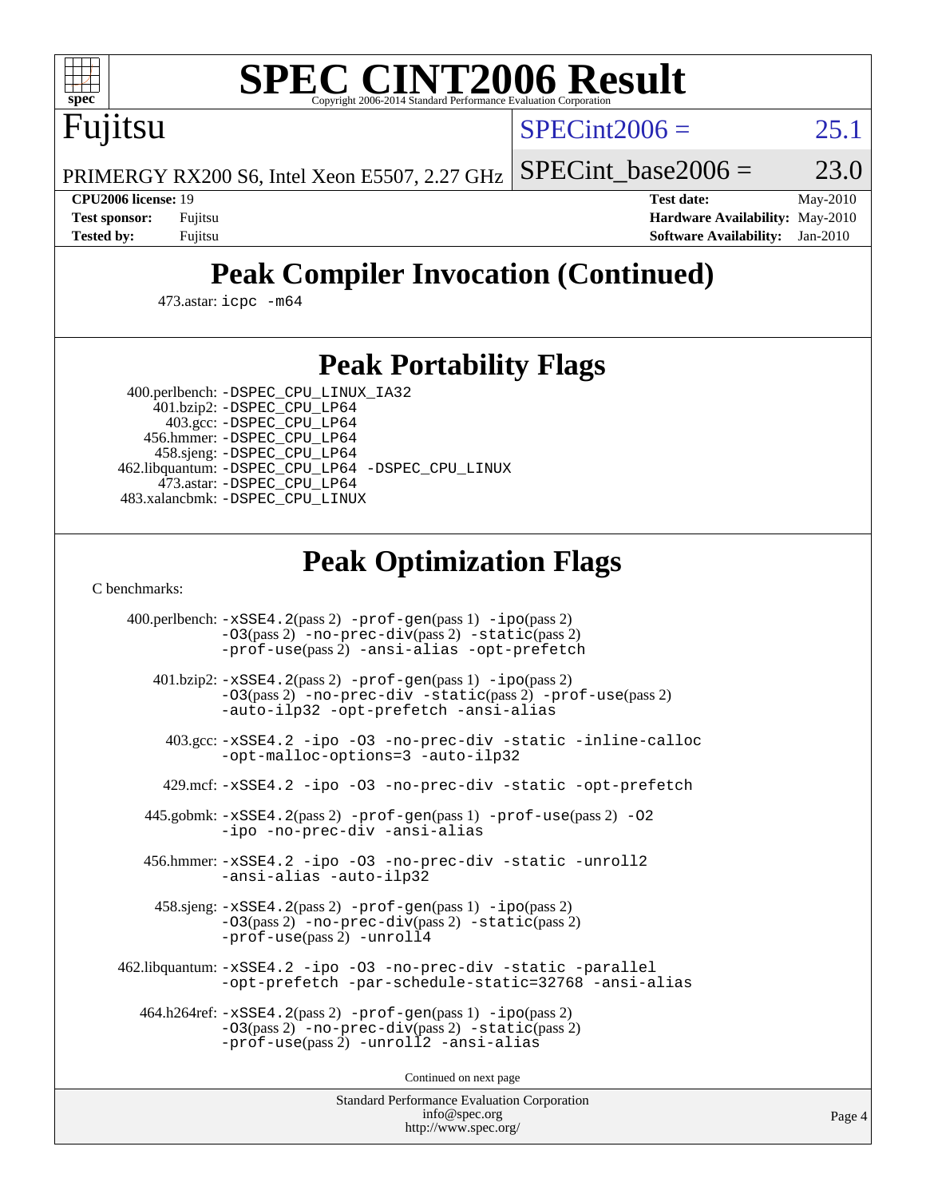# SPEC CINT2006 Result

Copyright 2006-2014 Standard Performance Evaluation Corporation

## Fujitsu

PRIMERGY RX200 S6, Intel Xeon E5507, 2.27 GHz

SPECint2006 = 25.1

SPECint_base2006 = 23.0

**CPU2006 license:** 19
**Test sponsor:** Fujitsu
**Tested by:** Fujitsu

**Test date:** May-2010
**Hardware Availability:** May-2010
**Software Availability:** Jan-2010

## Peak Compiler Invocation (Continued)

473.astar: `icpc -m64`

## Peak Portability Flags

400.perlbench: `-DSPEC_CPU_LINUX_IA32`
401.bzip2: `-DSPEC_CPU_LP64`
403.gcc: `-DSPEC_CPU_LP64`
456.hmmer: `-DSPEC_CPU_LP64`
458.sjeng: `-DSPEC_CPU_LP64`
462.libquantum: `-DSPEC_CPU_LP64 -DSPEC_CPU_LINUX`
473.astar: `-DSPEC_CPU_LP64`
483.xalancbmk: `-DSPEC_CPU_LINUX`

## Peak Optimization Flags

C benchmarks:

400.perlbench: `-xSSE4.2`(pass 2) `-prof-gen`(pass 1) `-ipo`(pass 2) `-O3`(pass 2) `-no-prec-div`(pass 2) `-static`(pass 2) `-prof-use`(pass 2) `-ansi-alias -opt-prefetch`

401.bzip2: `-xSSE4.2`(pass 2) `-prof-gen`(pass 1) `-ipo`(pass 2) `-O3`(pass 2) `-no-prec-div -static`(pass 2) `-prof-use`(pass 2) `-auto-ilp32 -opt-prefetch -ansi-alias`

403.gcc: `-xSSE4.2 -ipo -O3 -no-prec-div -static -inline-calloc -opt-malloc-options=3 -auto-ilp32`

429.mcf: `-xSSE4.2 -ipo -O3 -no-prec-div -static -opt-prefetch`

445.gobmk: `-xSSE4.2`(pass 2) `-prof-gen`(pass 1) `-prof-use`(pass 2) `-O2 -ipo -no-prec-div -ansi-alias`

456.hmmer: `-xSSE4.2 -ipo -O3 -no-prec-div -static -unroll2 -ansi-alias -auto-ilp32`

458.sjeng: `-xSSE4.2`(pass 2) `-prof-gen`(pass 1) `-ipo`(pass 2) `-O3`(pass 2) `-no-prec-div`(pass 2) `-static`(pass 2) `-prof-use`(pass 2) `-unroll4`

462.libquantum: `-xSSE4.2 -ipo -O3 -no-prec-div -static -parallel -opt-prefetch -par-schedule-static=32768 -ansi-alias`

464.h264ref: `-xSSE4.2`(pass 2) `-prof-gen`(pass 1) `-ipo`(pass 2) `-O3`(pass 2) `-no-prec-div`(pass 2) `-static`(pass 2) `-prof-use`(pass 2) `-unroll2 -ansi-alias`

Continued on next page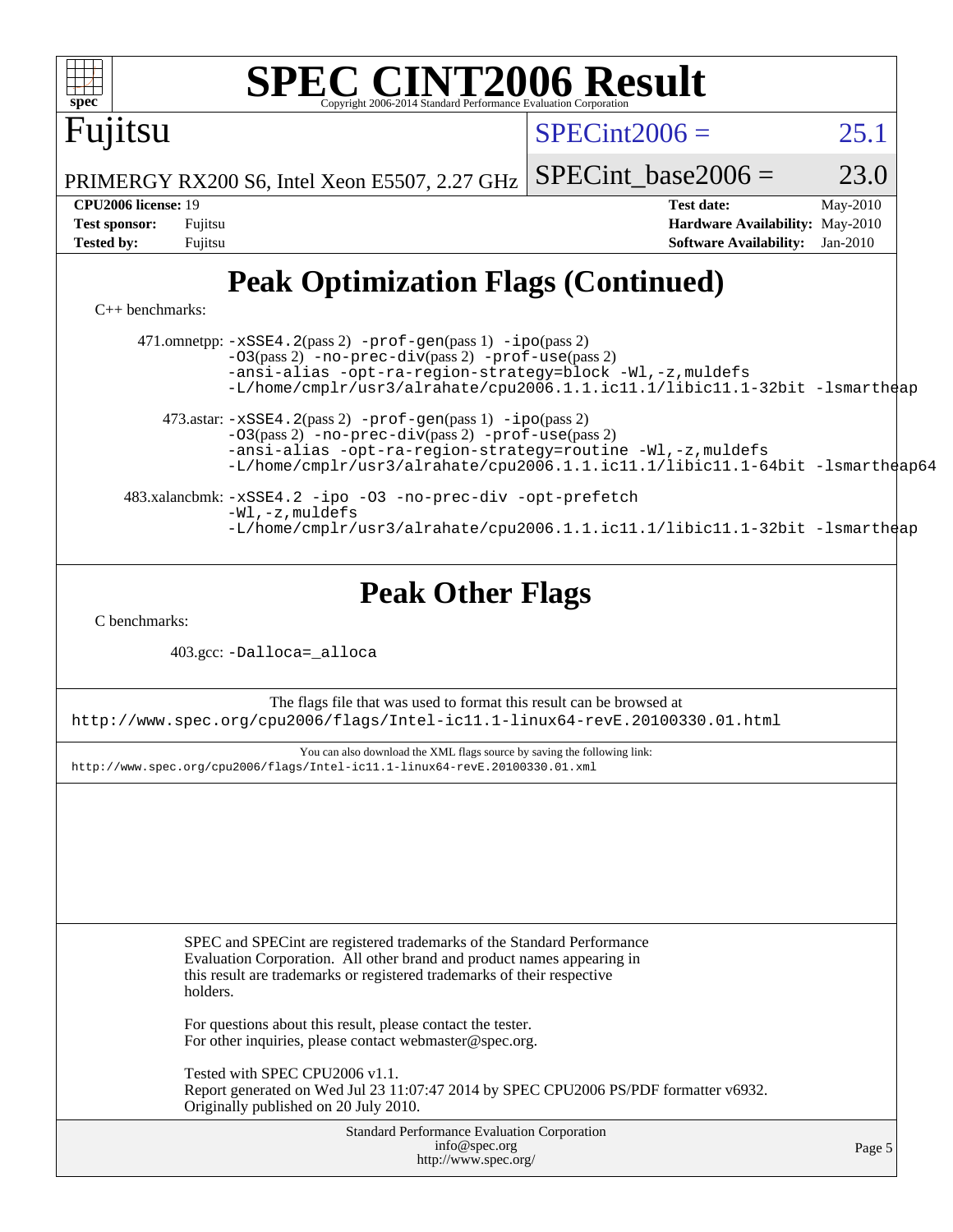# Peak Optimization Flags (Continued)

C++ benchmarks:

471.omnetpp: -xSSE4.2(pass 2) -prof-gen(pass 1) -ipo(pass 2) -O3(pass 2) -no-prec-div(pass 2) -prof-use(pass 2) -ansi-alias -opt-ra-region-strategy=block -Wl,-z,muldefs -L/home/cmplr/usr3/alrahate/cpu2006.1.1.ic11.1/libic11.1-32bit -lsmartheap

473.astar: -xSSE4.2(pass 2) -prof-gen(pass 1) -ipo(pass 2) -O3(pass 2) -no-prec-div(pass 2) -prof-use(pass 2) -ansi-alias -opt-ra-region-strategy=routine -Wl,-z,muldefs -L/home/cmplr/usr3/alrahate/cpu2006.1.1.ic11.1/libic11.1-64bit -lsmartheap64

483.xalancbmk: -xSSE4.2 -ipo -O3 -no-prec-div -opt-prefetch -Wl,-z,muldefs -L/home/cmplr/usr3/alrahate/cpu2006.1.1.ic11.1/libic11.1-32bit -lsmartheap

# Peak Other Flags

C benchmarks:

403.gcc: -Dalloca=_alloca

The flags file that was used to format this result can be browsed at
http://www.spec.org/cpu2006/flags/Intel-ic11.1-linux64-revE.20100330.01.html

You can also download the XML flags source by saving the following link:
http://www.spec.org/cpu2006/flags/Intel-ic11.1-linux64-revE.20100330.01.xml

SPEC and SPECint are registered trademarks of the Standard Performance Evaluation Corporation. All other brand and product names appearing in this result are trademarks or registered trademarks of their respective holders.

For questions about this result, please contact the tester.
For other inquiries, please contact webmaster@spec.org.

Tested with SPEC CPU2006 v1.1.
Report generated on Wed Jul 23 11:07:47 2014 by SPEC CPU2006 PS/PDF formatter v6932.
Originally published on 20 July 2010.